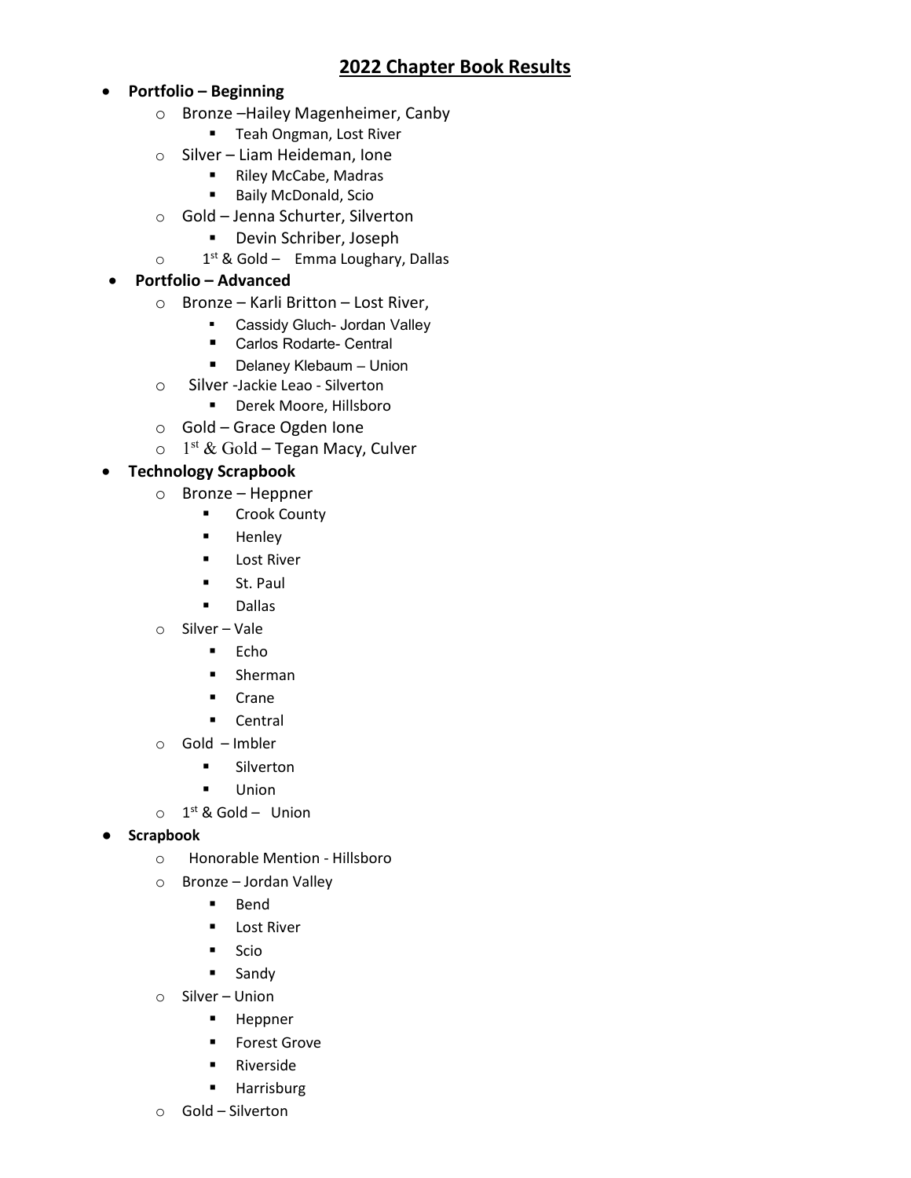# 2022 Chapter Book Results

- **Portfolio – Beginning**
  - Bronze –Hailey Magenheimer, Canby
    - Teah Ongman, Lost River
  - Silver – Liam Heideman, Ione
    - Riley McCabe, Madras
    - Baily McDonald, Scio
  - Gold – Jenna Schurter, Silverton
    - Devin Schriber, Joseph
  - 1st & Gold – Emma Loughary, Dallas
- **Portfolio – Advanced**
  - Bronze – Karli Britton – Lost River,
    - Cassidy Gluch- Jordan Valley
    - Carlos Rodarte- Central
    - Delaney Klebaum – Union
  - Silver -Jackie Leao - Silverton
    - Derek Moore, Hillsboro
  - Gold – Grace Ogden Ione
  - 1st & Gold – Tegan Macy, Culver
- **Technology Scrapbook**
  - Bronze – Heppner
    - Crook County
    - Henley
    - Lost River
    - St. Paul
    - Dallas
  - Silver – Vale
    - Echo
    - Sherman
    - Crane
    - Central
  - Gold – Imbler
    - Silverton
    - Union
  - 1st & Gold – Union
- **Scrapbook**
  - Honorable Mention - Hillsboro
  - Bronze – Jordan Valley
    - Bend
    - Lost River
    - Scio
    - Sandy
  - Silver – Union
    - Heppner
    - Forest Grove
    - Riverside
    - Harrisburg
  - Gold – Silverton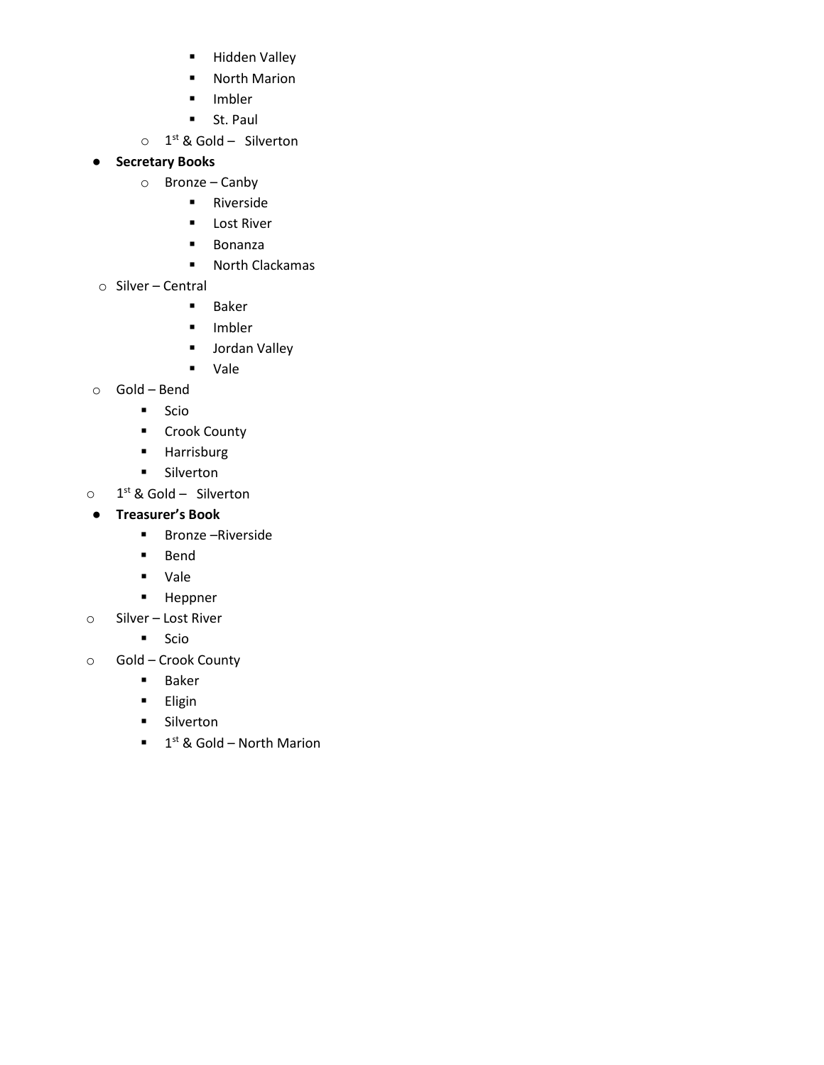- Hidden Valley
        - North Marion
        - Imbler
        - St. Paul
    - 1st & Gold – Silverton
- **Secretary Books**
    - Bronze – Canby
        - Riverside
        - Lost River
        - Bonanza
        - North Clackamas
    - Silver – Central
        - Baker
        - Imbler
        - Jordan Valley
        - Vale
    - Gold – Bend
        - Scio
        - Crook County
        - Harrisburg
        - Silverton
    - 1st & Gold – Silverton
- **Treasurer's Book**
    - Bronze –Riverside
        - Bend
        - Vale
        - Heppner
    - Silver – Lost River
        - Scio
    - Gold – Crook County
        - Baker
        - Eligin
        - Silverton
        - 1st & Gold – North Marion